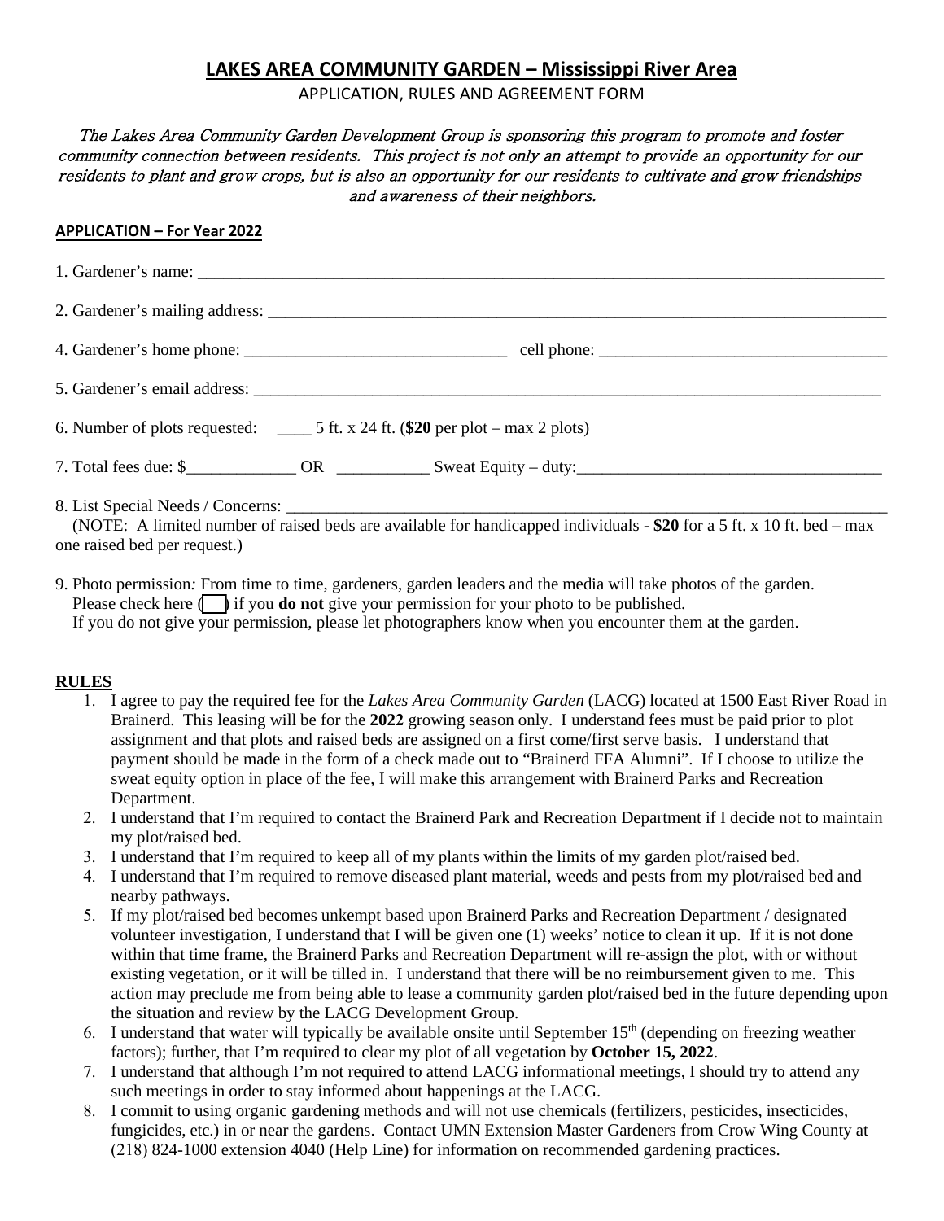# LAKES AREA COMMUNITY GARDEN – Mississippi River Area

APPLICATION, RULES AND AGREEMENT FORM

*The Lakes Area Community Garden Development Group is sponsoring this program to promote and foster community connection between residents. This project is not only an attempt to provide an opportunity for our residents to plant and grow crops, but is also an opportunity for our residents to cultivate and grow friendships and awareness of their neighbors.*

## APPLICATION – For Year 2022

1. Gardener's name: ____________________________________________________________________________________

2. Gardener's mailing address: ____________________________________________________________________________

4. Gardener's home phone: _______________________________ cell phone: __________________________________

5. Gardener's email address: ______________________________________________________________________________

6. Number of plots requested: ____ 5 ft. x 24 ft. (**$20** per plot – max 2 plots)

7. Total fees due: $_____________ OR ___________ Sweat Equity – duty:____________________________________

8. List Special Needs / Concerns: ___________________________________________________________________________
   (NOTE: A limited number of raised beds are available for handicapped individuals - **$20** for a 5 ft. x 10 ft. bed – max one raised bed per request.)

9. Photo permission*:* From time to time, gardeners, garden leaders and the media will take photos of the garden.
   Please check here ( ) if you **do not** give your permission for your photo to be published.
   If you do not give your permission, please let photographers know when you encounter them at the garden.

## RULES

1. I agree to pay the required fee for the *Lakes Area Community Garden* (LACG) located at 1500 East River Road in Brainerd. This leasing will be for the **2022** growing season only. I understand fees must be paid prior to plot assignment and that plots and raised beds are assigned on a first come/first serve basis. I understand that payment should be made in the form of a check made out to "Brainerd FFA Alumni". If I choose to utilize the sweat equity option in place of the fee, I will make this arrangement with Brainerd Parks and Recreation Department.
2. I understand that I'm required to contact the Brainerd Park and Recreation Department if I decide not to maintain my plot/raised bed.
3. I understand that I'm required to keep all of my plants within the limits of my garden plot/raised bed.
4. I understand that I'm required to remove diseased plant material, weeds and pests from my plot/raised bed and nearby pathways.
5. If my plot/raised bed becomes unkempt based upon Brainerd Parks and Recreation Department / designated volunteer investigation, I understand that I will be given one (1) weeks' notice to clean it up. If it is not done within that time frame, the Brainerd Parks and Recreation Department will re-assign the plot, with or without existing vegetation, or it will be tilled in. I understand that there will be no reimbursement given to me. This action may preclude me from being able to lease a community garden plot/raised bed in the future depending upon the situation and review by the LACG Development Group.
6. I understand that water will typically be available onsite until September 15th (depending on freezing weather factors); further, that I'm required to clear my plot of all vegetation by **October 15, 2022**.
7. I understand that although I'm not required to attend LACG informational meetings, I should try to attend any such meetings in order to stay informed about happenings at the LACG.
8. I commit to using organic gardening methods and will not use chemicals (fertilizers, pesticides, insecticides, fungicides, etc.) in or near the gardens. Contact UMN Extension Master Gardeners from Crow Wing County at (218) 824-1000 extension 4040 (Help Line) for information on recommended gardening practices.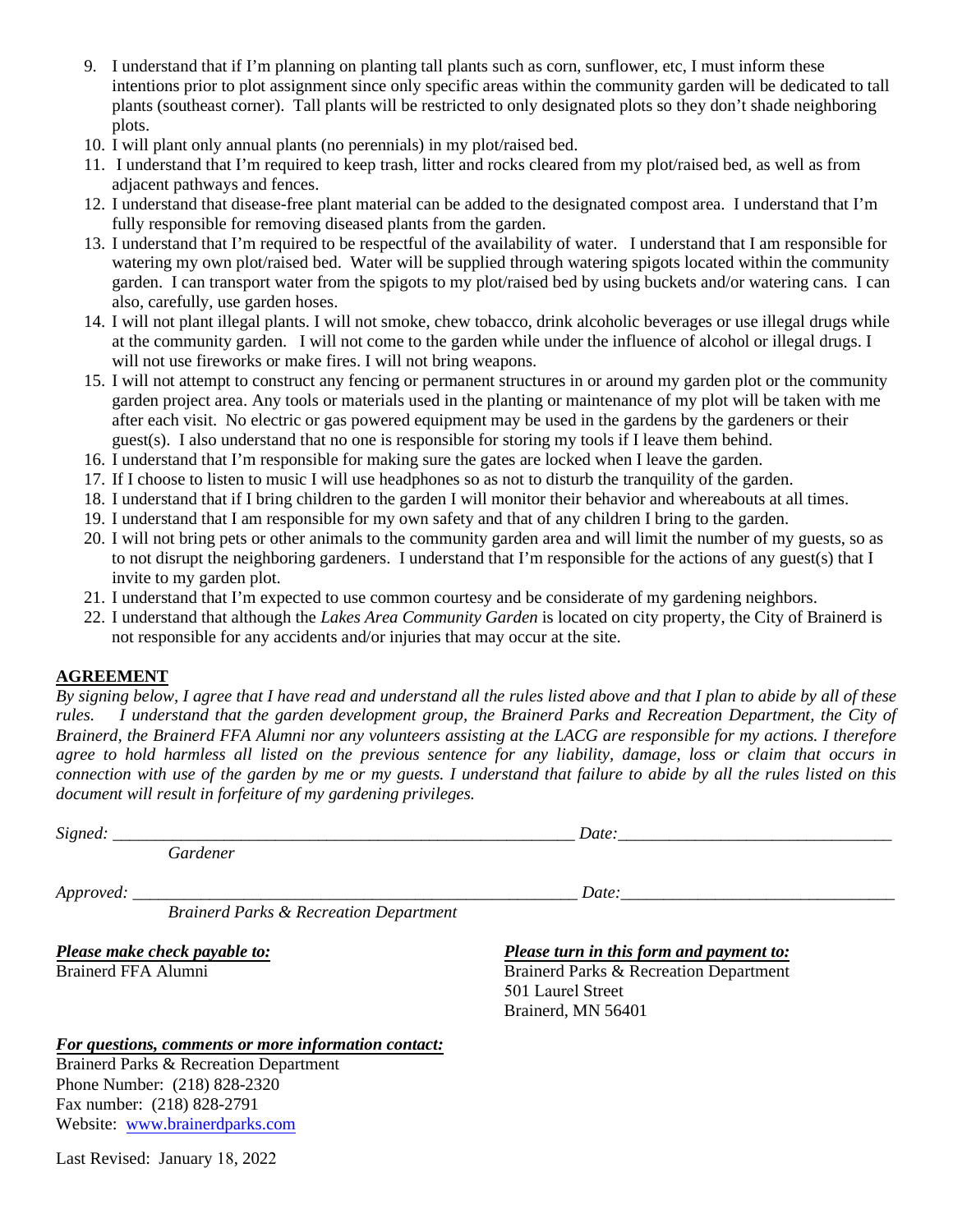9. I understand that if I'm planning on planting tall plants such as corn, sunflower, etc, I must inform these intentions prior to plot assignment since only specific areas within the community garden will be dedicated to tall plants (southeast corner). Tall plants will be restricted to only designated plots so they don't shade neighboring plots.
10. I will plant only annual plants (no perennials) in my plot/raised bed.
11. I understand that I'm required to keep trash, litter and rocks cleared from my plot/raised bed, as well as from adjacent pathways and fences.
12. I understand that disease-free plant material can be added to the designated compost area. I understand that I'm fully responsible for removing diseased plants from the garden.
13. I understand that I'm required to be respectful of the availability of water. I understand that I am responsible for watering my own plot/raised bed. Water will be supplied through watering spigots located within the community garden. I can transport water from the spigots to my plot/raised bed by using buckets and/or watering cans. I can also, carefully, use garden hoses.
14. I will not plant illegal plants. I will not smoke, chew tobacco, drink alcoholic beverages or use illegal drugs while at the community garden. I will not come to the garden while under the influence of alcohol or illegal drugs. I will not use fireworks or make fires. I will not bring weapons.
15. I will not attempt to construct any fencing or permanent structures in or around my garden plot or the community garden project area. Any tools or materials used in the planting or maintenance of my plot will be taken with me after each visit. No electric or gas powered equipment may be used in the gardens by the gardeners or their guest(s). I also understand that no one is responsible for storing my tools if I leave them behind.
16. I understand that I'm responsible for making sure the gates are locked when I leave the garden.
17. If I choose to listen to music I will use headphones so as not to disturb the tranquility of the garden.
18. I understand that if I bring children to the garden I will monitor their behavior and whereabouts at all times.
19. I understand that I am responsible for my own safety and that of any children I bring to the garden.
20. I will not bring pets or other animals to the community garden area and will limit the number of my guests, so as to not disrupt the neighboring gardeners. I understand that I'm responsible for the actions of any guest(s) that I invite to my garden plot.
21. I understand that I'm expected to use common courtesy and be considerate of my gardening neighbors.
22. I understand that although the *Lakes Area Community Garden* is located on city property, the City of Brainerd is not responsible for any accidents and/or injuries that may occur at the site.

**AGREEMENT**

*By signing below, I agree that I have read and understand all the rules listed above and that I plan to abide by all of these rules. I understand that the garden development group, the Brainerd Parks and Recreation Department, the City of Brainerd, the Brainerd FFA Alumni nor any volunteers assisting at the LACG are responsible for my actions. I therefore agree to hold harmless all listed on the previous sentence for any liability, damage, loss or claim that occurs in connection with use of the garden by me or my guests. I understand that failure to abide by all the rules listed on this document will result in forfeiture of my gardening privileges.*

*Signed:* ________________________________________ *Date:* ______________________

*Gardener*

*Approved:* ________________________________________ *Date:* ______________________

*Brainerd Parks & Recreation Department*

***Please make check payable to:***

Brainerd FFA Alumni

***Please turn in this form and payment to:***

Brainerd Parks & Recreation Department
501 Laurel Street
Brainerd, MN 56401

***For questions, comments or more information contact:***

Brainerd Parks & Recreation Department
Phone Number: (218) 828-2320
Fax number: (218) 828-2791
Website: www.brainerdparks.com

Last Revised: January 18, 2022